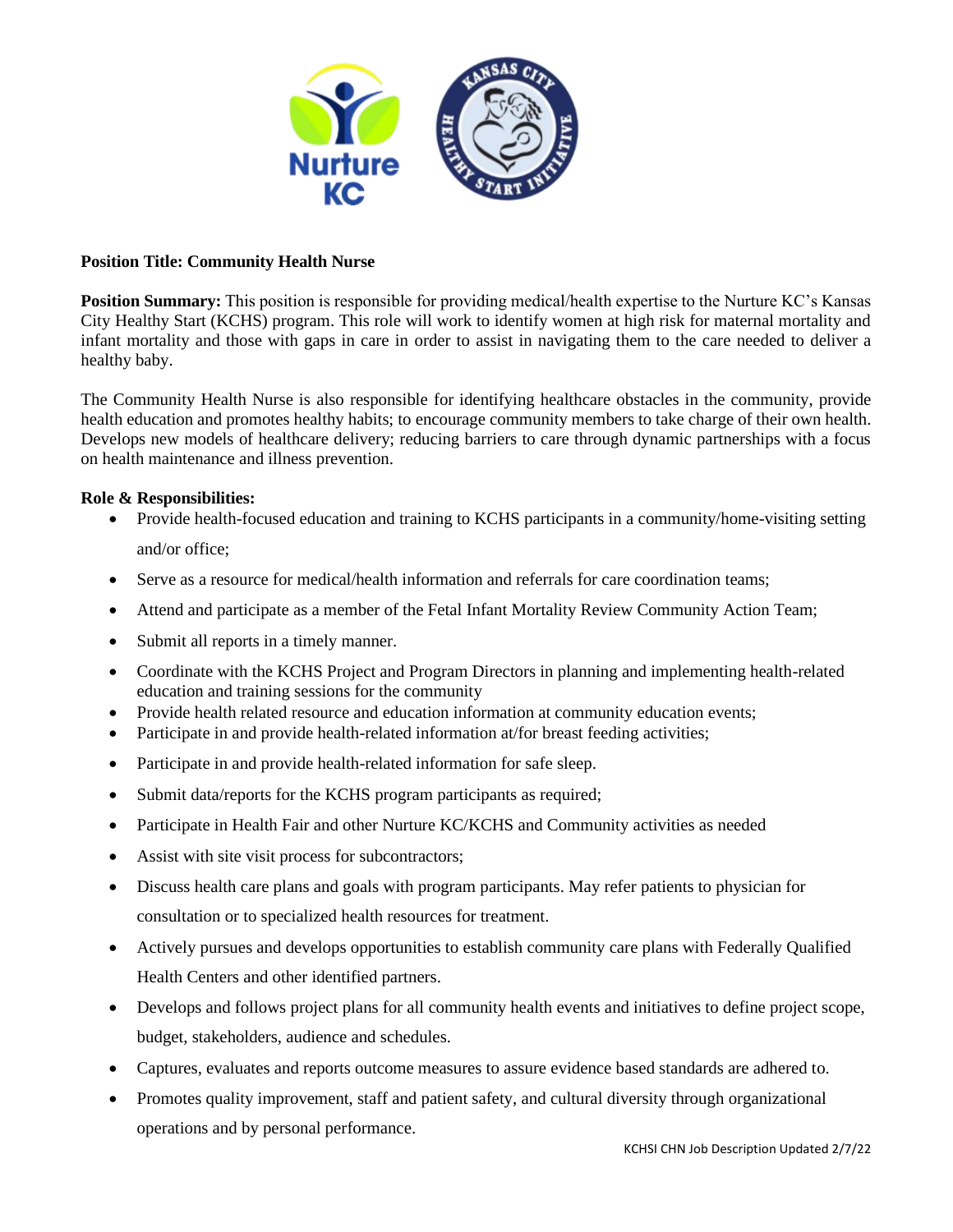**Position Title: Community Health Nurse**

**Position Summary:** This position is responsible for providing medical/health expertise to the Nurture KC's Kansas City Healthy Start (KCHS) program. This role will work to identify women at high risk for maternal mortality and infant mortality and those with gaps in care in order to assist in navigating them to the care needed to deliver a healthy baby.

The Community Health Nurse is also responsible for identifying healthcare obstacles in the community, provide health education and promotes healthy habits; to encourage community members to take charge of their own health. Develops new models of healthcare delivery; reducing barriers to care through dynamic partnerships with a focus on health maintenance and illness prevention.

**Role & Responsibilities:**

- Provide health-focused education and training to KCHS participants in a community/home-visiting setting and/or office;
- Serve as a resource for medical/health information and referrals for care coordination teams;
- Attend and participate as a member of the Fetal Infant Mortality Review Community Action Team;
- Submit all reports in a timely manner.
- Coordinate with the KCHS Project and Program Directors in planning and implementing health-related education and training sessions for the community
- Provide health related resource and education information at community education events;
- Participate in and provide health-related information at/for breast feeding activities;
- Participate in and provide health-related information for safe sleep.
- Submit data/reports for the KCHS program participants as required;
- Participate in Health Fair and other Nurture KC/KCHS and Community activities as needed
- Assist with site visit process for subcontractors;
- Discuss health care plans and goals with program participants. May refer patients to physician for consultation or to specialized health resources for treatment.
- Actively pursues and develops opportunities to establish community care plans with Federally Qualified Health Centers and other identified partners.
- Develops and follows project plans for all community health events and initiatives to define project scope, budget, stakeholders, audience and schedules.
- Captures, evaluates and reports outcome measures to assure evidence based standards are adhered to.
- Promotes quality improvement, staff and patient safety, and cultural diversity through organizational operations and by personal performance.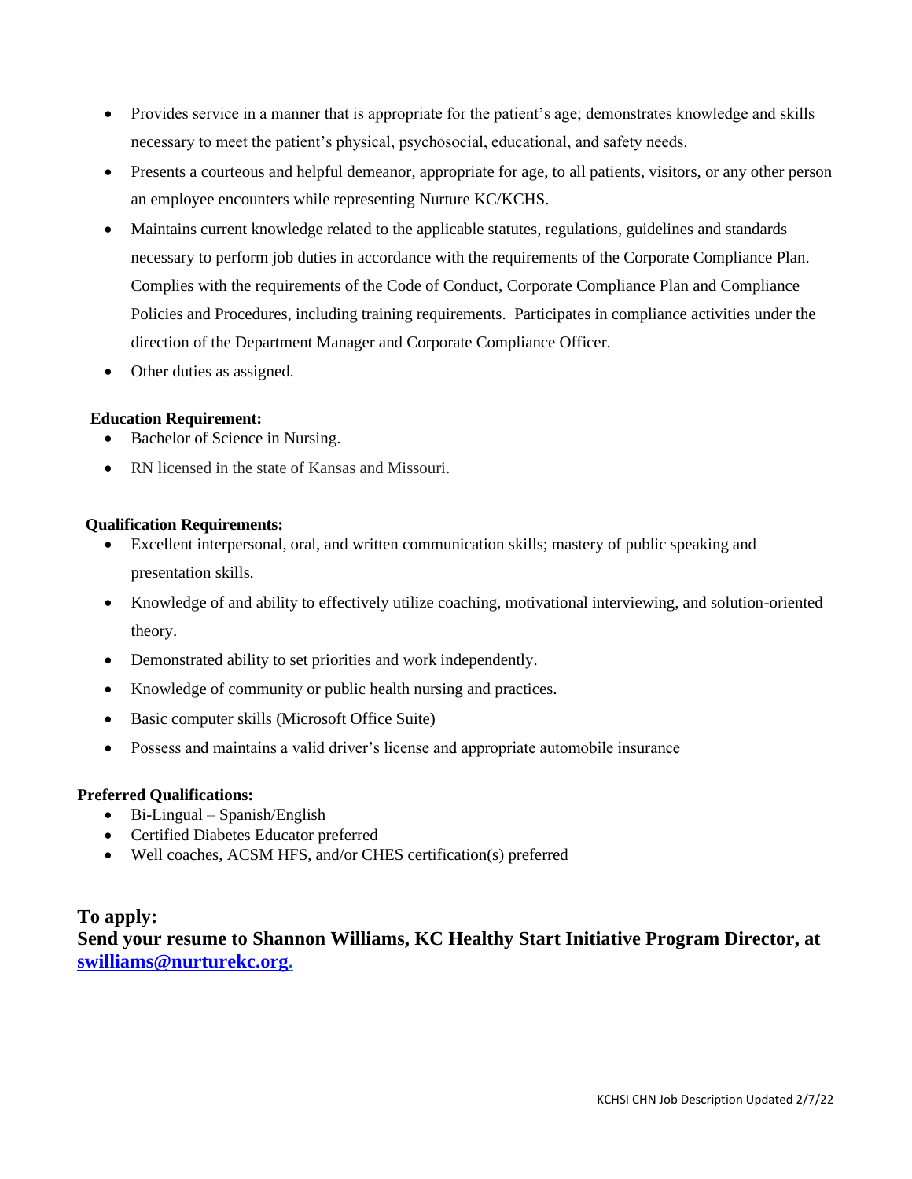- Provides service in a manner that is appropriate for the patient's age; demonstrates knowledge and skills necessary to meet the patient's physical, psychosocial, educational, and safety needs.
- Presents a courteous and helpful demeanor, appropriate for age, to all patients, visitors, or any other person an employee encounters while representing Nurture KC/KCHS.
- Maintains current knowledge related to the applicable statutes, regulations, guidelines and standards necessary to perform job duties in accordance with the requirements of the Corporate Compliance Plan. Complies with the requirements of the Code of Conduct, Corporate Compliance Plan and Compliance Policies and Procedures, including training requirements. Participates in compliance activities under the direction of the Department Manager and Corporate Compliance Officer.
- Other duties as assigned.

**Education Requirement:**

- Bachelor of Science in Nursing.
- RN licensed in the state of Kansas and Missouri.

**Qualification Requirements:**

- Excellent interpersonal, oral, and written communication skills; mastery of public speaking and presentation skills.
- Knowledge of and ability to effectively utilize coaching, motivational interviewing, and solution-oriented theory.
- Demonstrated ability to set priorities and work independently.
- Knowledge of community or public health nursing and practices.
- Basic computer skills (Microsoft Office Suite)
- Possess and maintains a valid driver's license and appropriate automobile insurance

**Preferred Qualifications:**

- Bi-Lingual – Spanish/English
- Certified Diabetes Educator preferred
- Well coaches, ACSM HFS, and/or CHES certification(s) preferred

## To apply:

**Send your resume to Shannon Williams, KC Healthy Start Initiative Program Director, at [swilliams@nurturekc.org](mailto:swilliams@nurturekc.org).**

KCHSI CHN Job Description Updated 2/7/22